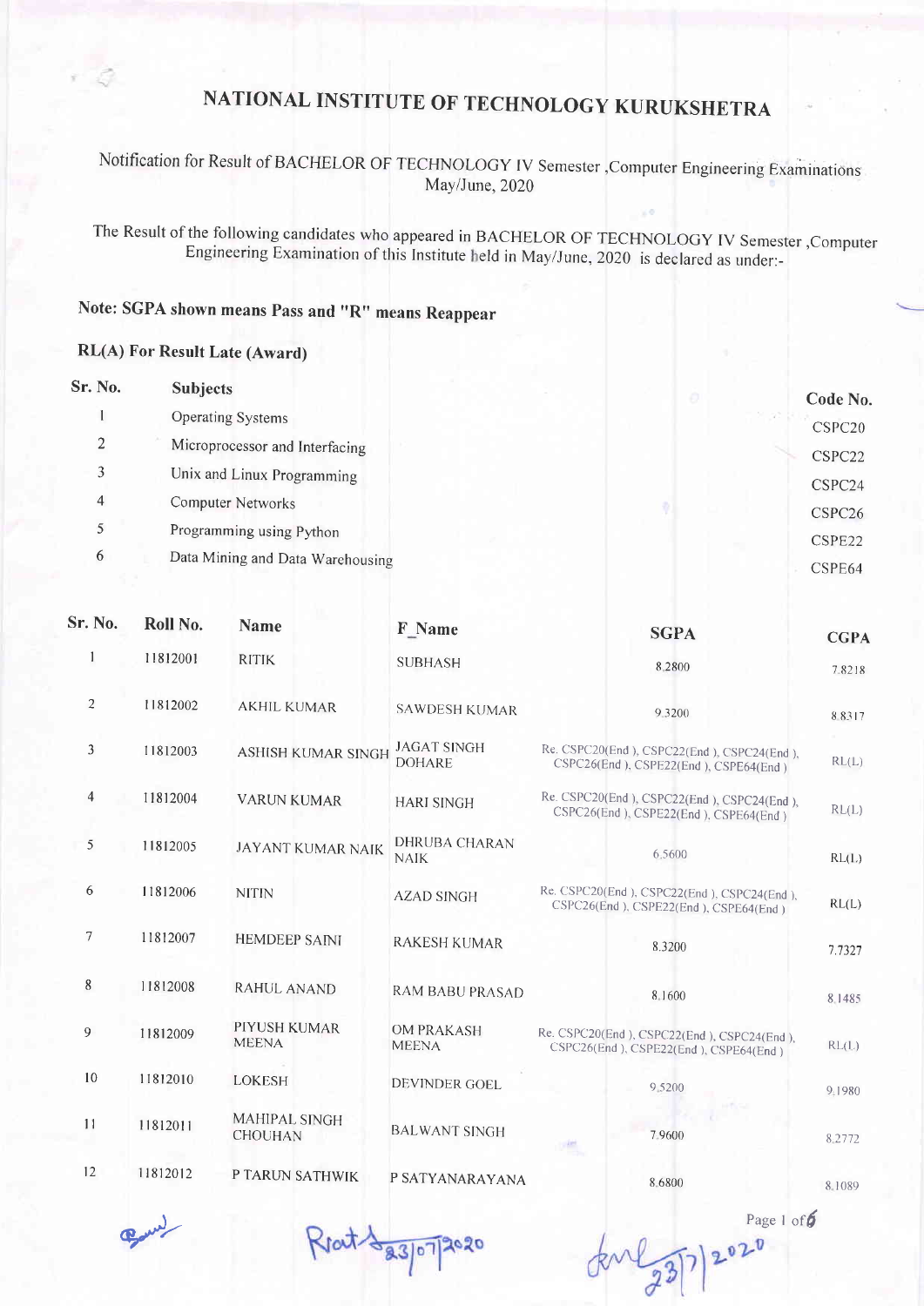# NATIONAL INSTITUTE OF TECHNOLOGY KURUKSHETRA

Notification for Result of BACHELOR OF TECHNOLOGY IV Semester ,Computer Engineering Examinations May/June, 2020

The Result of the following candidates who appeared in BACHELOR OF TECHNOLOGY IV Semester ,Computer Engineering Examination of this Institute held in May/June, 2020 is declared as under:-

**Note: SGPA shown means Pass and "R" means Reappear**

**RL(A) For Result Late (Award)**

| Sr. No. | Subjects | Code No. |
|---|---|---|
| 1 | Operating Systems | CSPC20 |
| 2 | Microprocessor and Interfacing | CSPC22 |
| 3 | Unix and Linux Programming | CSPC24 |
| 4 | Computer Networks | CSPC26 |
| 5 | Programming using Python | CSPE22 |
| 6 | Data Mining and Data Warehousing | CSPE64 |

| Sr. No. | Roll No. | Name | F_Name | SGPA | CGPA |
|---|---|---|---|---|---|
| 1 | 11812001 | RITIK | SUBHASH | 8.2800 | 7.8218 |
| 2 | 11812002 | AKHIL KUMAR | SAWDESH KUMAR | 9.3200 | 8.8317 |
| 3 | 11812003 | ASHISH KUMAR SINGH | JAGAT SINGH DOHARE | Re. CSPC20(End ), CSPC22(End ), CSPC24(End ), CSPC26(End ), CSPE22(End ), CSPE64(End ) | RL(L) |
| 4 | 11812004 | VARUN KUMAR | HARI SINGH | Re. CSPC20(End ), CSPC22(End ), CSPC24(End ), CSPC26(End ), CSPE22(End ), CSPE64(End ) | RL(L) |
| 5 | 11812005 | JAYANT KUMAR NAIK | DHRUBA CHARAN NAIK | 6.5600 | RL(L) |
| 6 | 11812006 | NITIN | AZAD SINGH | Re. CSPC20(End ), CSPC22(End ), CSPC24(End ), CSPC26(End ), CSPE22(End ), CSPE64(End ) | RL(L) |
| 7 | 11812007 | HEMDEEP SAINI | RAKESH KUMAR | 8.3200 | 7.7327 |
| 8 | 11812008 | RAHUL ANAND | RAM BABU PRASAD | 8.1600 | 8.1485 |
| 9 | 11812009 | PIYUSH KUMAR MEENA | OM PRAKASH MEENA | Re. CSPC20(End ), CSPC22(End ), CSPC24(End ), CSPC26(End ), CSPE22(End ), CSPE64(End ) | RL(L) |
| 10 | 11812010 | LOKESH | DEVINDER GOEL | 9.5200 | 9.1980 |
| 11 | 11812011 | MAHIPAL SINGH CHOUHAN | BALWANT SINGH | 7.9600 | 8.2772 |
| 12 | 11812012 | P TARUN SATHWIK | P SATYANARAYANA | 8.6800 | 8.1089 |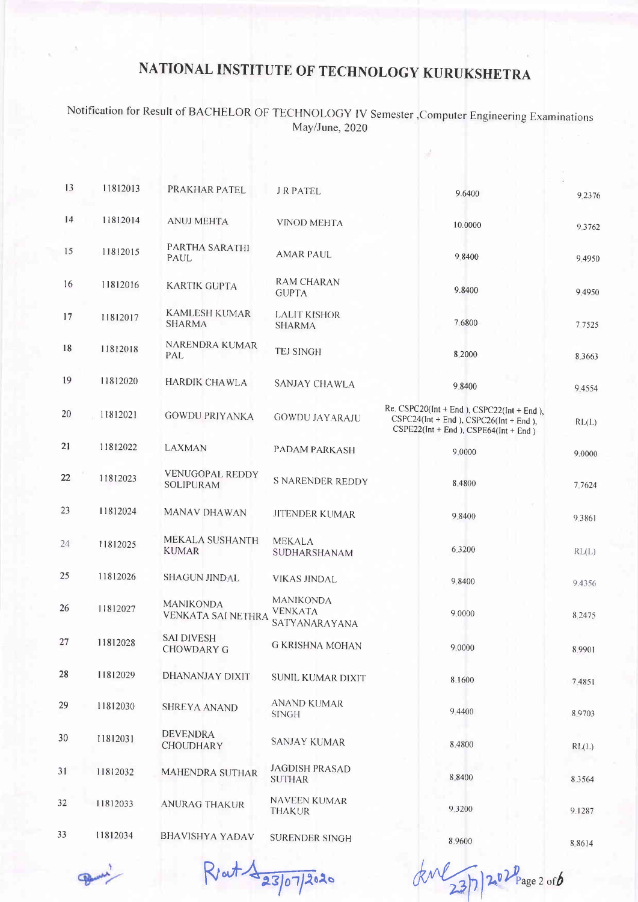# NATIONAL INSTITUTE OF TECHNOLOGY KURUKSHETRA

Notification for Result of BACHELOR OF TECHNOLOGY IV Semester ,Computer Engineering Examinations May/June, 2020

| | | | | | |
|---|---|---|---|---|---|
| 13 | 11812013 | PRAKHAR PATEL | J R PATEL | 9.6400 | 9.2376 |
| 14 | 11812014 | ANUJ MEHTA | VINOD MEHTA | 10.0000 | 9.3762 |
| 15 | 11812015 | PARTHA SARATHI PAUL | AMAR PAUL | 9.8400 | 9.4950 |
| 16 | 11812016 | KARTIK GUPTA | RAM CHARAN GUPTA | 9.8400 | 9.4950 |
| 17 | 11812017 | KAMLESH KUMAR SHARMA | LALIT KISHOR SHARMA | 7.6800 | 7.7525 |
| 18 | 11812018 | NARENDRA KUMAR PAL | TEJ SINGH | 8.2000 | 8.3663 |
| 19 | 11812020 | HARDIK CHAWLA | SANJAY CHAWLA | 9.8400 | 9.4554 |
| 20 | 11812021 | GOWDU PRIYANKA | GOWDU JAYARAJU | Re. CSPC20(Int + End ), CSPC22(Int + End ), CSPC24(Int + End ), CSPC26(Int + End ), CSPE22(Int + End ), CSPE64(Int + End ) | RL(L) |
| 21 | 11812022 | LAXMAN | PADAM PARKASH | 9.0000 | 9.0000 |
| 22 | 11812023 | VENUGOPAL REDDY SOLIPURAM | S NARENDER REDDY | 8.4800 | 7.7624 |
| 23 | 11812024 | MANAV DHAWAN | JITENDER KUMAR | 9.8400 | 9.3861 |
| 24 | 11812025 | MEKALA SUSHANTH KUMAR | MEKALA SUDHARSHANAM | 6.3200 | RL(L) |
| 25 | 11812026 | SHAGUN JINDAL | VIKAS JINDAL | 9.8400 | 9.4356 |
| 26 | 11812027 | MANIKONDA VENKATA SAI NETHRA | MANIKONDA VENKATA SATYANARAYANA | 9.0000 | 8.2475 |
| 27 | 11812028 | SAI DIVESH CHOWDARY G | G KRISHNA MOHAN | 9.0000 | 8.9901 |
| 28 | 11812029 | DHANANJAY DIXIT | SUNIL KUMAR DIXIT | 8.1600 | 7.4851 |
| 29 | 11812030 | SHREYA ANAND | ANAND KUMAR SINGH | 9.4400 | 8.9703 |
| 30 | 11812031 | DEVENDRA CHOUDHARY | SANJAY KUMAR | 8.4800 | RL(L) |
| 31 | 11812032 | MAHENDRA SUTHAR | JAGDISH PRASAD SUTHAR | 8.8400 | 8.3564 |
| 32 | 11812033 | ANURAG THAKUR | NAVEEN KUMAR THAKUR | 9.3200 | 9.1287 |
| 33 | 11812034 | BHAVISHYA YADAV | SURENDER SINGH | 8.9600 | 8.8614 |

23/07/2020 23/7/2020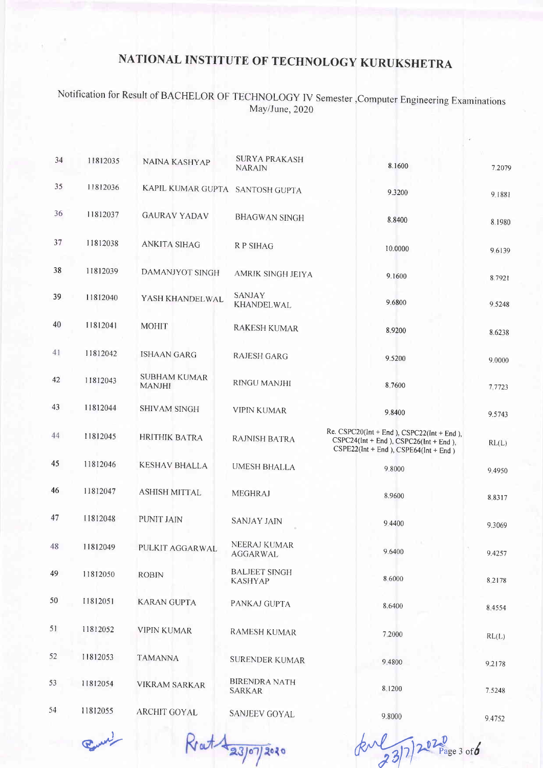# NATIONAL INSTITUTE OF TECHNOLOGY KURUKSHETRA

Notification for Result of BACHELOR OF TECHNOLOGY IV Semester ,Computer Engineering Examinations May/June, 2020

| | | | | | |
|---|---|---|---|---|---|
| 34 | 11812035 | NAINA KASHYAP | SURYA PRAKASH NARAIN | 8.1600 | 7.2079 |
| 35 | 11812036 | KAPIL KUMAR GUPTA | SANTOSH GUPTA | 9.3200 | 9.1881 |
| 36 | 11812037 | GAURAV YADAV | BHAGWAN SINGH | 8.8400 | 8.1980 |
| 37 | 11812038 | ANKITA SIHAG | R P SIHAG | 10.0000 | 9.6139 |
| 38 | 11812039 | DAMANJYOT SINGH | AMRIK SINGH JEIYA | 9.1600 | 8.7921 |
| 39 | 11812040 | YASH KHANDELWAL | SANJAY KHANDELWAL | 9.6800 | 9.5248 |
| 40 | 11812041 | MOHIT | RAKESH KUMAR | 8.9200 | 8.6238 |
| 41 | 11812042 | ISHAAN GARG | RAJESH GARG | 9.5200 | 9.0000 |
| 42 | 11812043 | SUBHAM KUMAR MANJHI | RINGU MANJHI | 8.7600 | 7.7723 |
| 43 | 11812044 | SHIVAM SINGH | VIPIN KUMAR | 9.8400 | 9.5743 |
| 44 | 11812045 | HRITHIK BATRA | RAJNISH BATRA | Re. CSPC20(Int + End ), CSPC22(Int + End ), CSPC24(Int + End ), CSPC26(Int + End ), CSPE22(Int + End ), CSPE64(Int + End ) | RL(L) |
| 45 | 11812046 | KESHAV BHALLA | UMESH BHALLA | 9.8000 | 9.4950 |
| 46 | 11812047 | ASHISH MITTAL | MEGHRAJ | 8.9600 | 8.8317 |
| 47 | 11812048 | PUNIT JAIN | SANJAY JAIN | 9.4400 | 9.3069 |
| 48 | 11812049 | PULKIT AGGARWAL | NEERAJ KUMAR AGGARWAL | 9.6400 | 9.4257 |
| 49 | 11812050 | ROBIN | BALJEET SINGH KASHYAP | 8.6000 | 8.2178 |
| 50 | 11812051 | KARAN GUPTA | PANKAJ GUPTA | 8.6400 | 8.4554 |
| 51 | 11812052 | VIPIN KUMAR | RAMESH KUMAR | 7.2000 | RL(L) |
| 52 | 11812053 | TAMANNA | SURENDER KUMAR | 9.4800 | 9.2178 |
| 53 | 11812054 | VIKRAM SARKAR | BIRENDRA NATH SARKAR | 8.1200 | 7.5248 |
| 54 | 11812055 | ARCHIT GOYAL | SANJEEV GOYAL | 9.8000 | 9.4752 |

23/07/2020 23/7/2020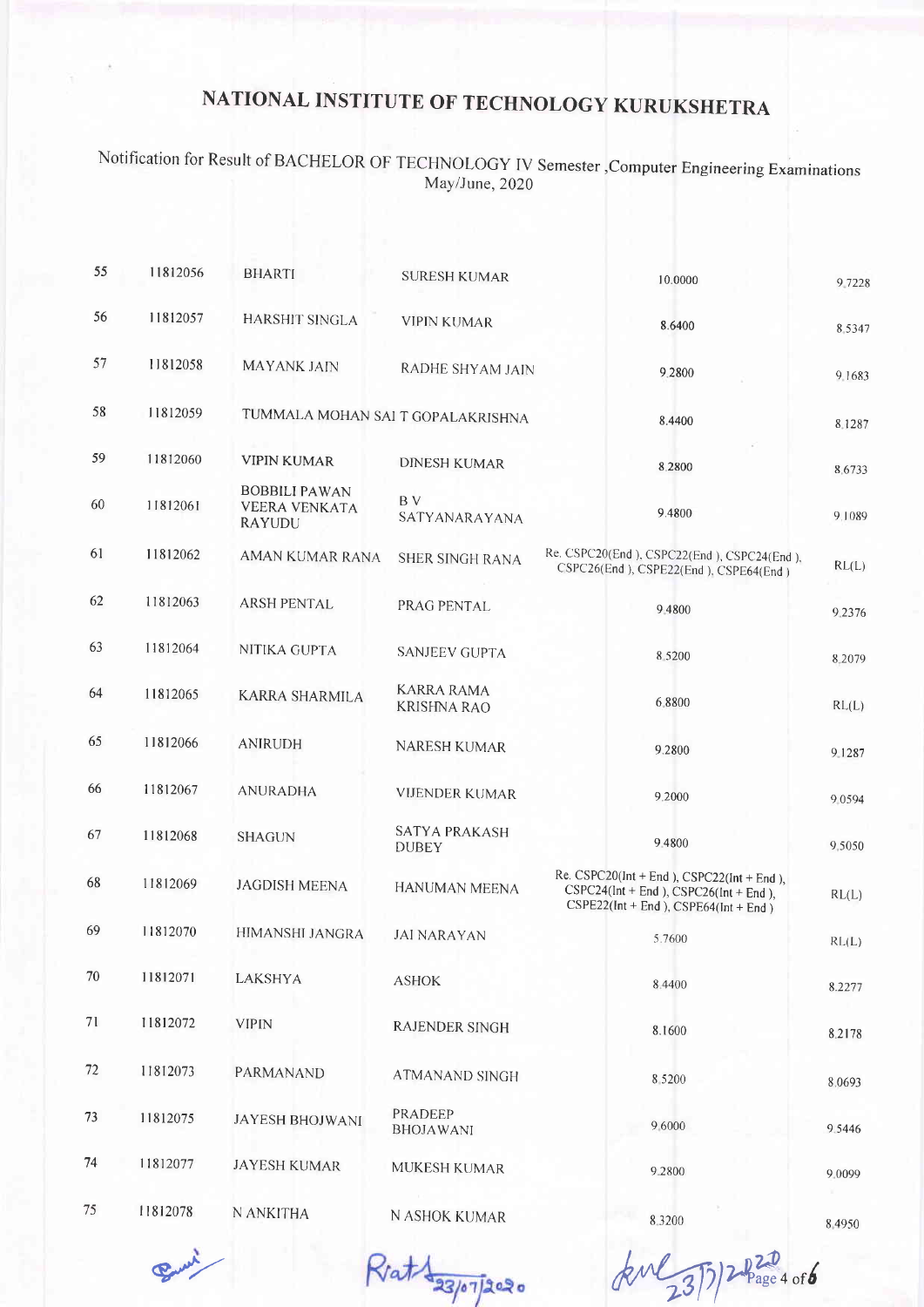# NATIONAL INSTITUTE OF TECHNOLOGY KURUKSHETRA

Notification for Result of BACHELOR OF TECHNOLOGY IV Semester ,Computer Engineering Examinations May/June, 2020

| | | | | | |
|---|---|---|---|---|---|
| 55 | 11812056 | BHARTI | SURESH KUMAR | 10.0000 | 9.7228 |
| 56 | 11812057 | HARSHIT SINGLA | VIPIN KUMAR | 8.6400 | 8.5347 |
| 57 | 11812058 | MAYANK JAIN | RADHE SHYAM JAIN | 9.2800 | 9.1683 |
| 58 | 11812059 | TUMMALA MOHAN SAI | T GOPALAKRISHNA | 8.4400 | 8.1287 |
| 59 | 11812060 | VIPIN KUMAR | DINESH KUMAR | 8.2800 | 8.6733 |
| 60 | 11812061 | BOBBILI PAWAN VEERA VENKATA RAYUDU | B V SATYANARAYANA | 9.4800 | 9.1089 |
| 61 | 11812062 | AMAN KUMAR RANA | SHER SINGH RANA | Re. CSPC20(End ), CSPC22(End ), CSPC24(End ), CSPC26(End ), CSPE22(End ), CSPE64(End ) | RL(L) |
| 62 | 11812063 | ARSH PENTAL | PRAG PENTAL | 9.4800 | 9.2376 |
| 63 | 11812064 | NITIKA GUPTA | SANJEEV GUPTA | 8.5200 | 8.2079 |
| 64 | 11812065 | KARRA SHARMILA | KARRA RAMA KRISHNA RAO | 6.8800 | RL(L) |
| 65 | 11812066 | ANIRUDH | NARESH KUMAR | 9.2800 | 9.1287 |
| 66 | 11812067 | ANURADHA | VIJENDER KUMAR | 9.2000 | 9.0594 |
| 67 | 11812068 | SHAGUN | SATYA PRAKASH DUBEY | 9.4800 | 9.5050 |
| 68 | 11812069 | JAGDISH MEENA | HANUMAN MEENA | Re. CSPC20(Int + End ), CSPC22(Int + End ), CSPC24(Int + End ), CSPC26(Int + End ), CSPE22(Int + End ), CSPE64(Int + End ) | RL(L) |
| 69 | 11812070 | HIMANSHI JANGRA | JAI NARAYAN | 5.7600 | RL(L) |
| 70 | 11812071 | LAKSHYA | ASHOK | 8.4400 | 8.2277 |
| 71 | 11812072 | VIPIN | RAJENDER SINGH | 8.1600 | 8.2178 |
| 72 | 11812073 | PARMANAND | ATMANAND SINGH | 8.5200 | 8.0693 |
| 73 | 11812075 | JAYESH BHOJWANI | PRADEEP BHOJAWANI | 9.6000 | 9.5446 |
| 74 | 11812077 | JAYESH KUMAR | MUKESH KUMAR | 9.2800 | 9.0099 |
| 75 | 11812078 | N ANKITHA | N ASHOK KUMAR | 8.3200 | 8.4950 |

Rath 23/07/2020 &emsp; 23/7/2020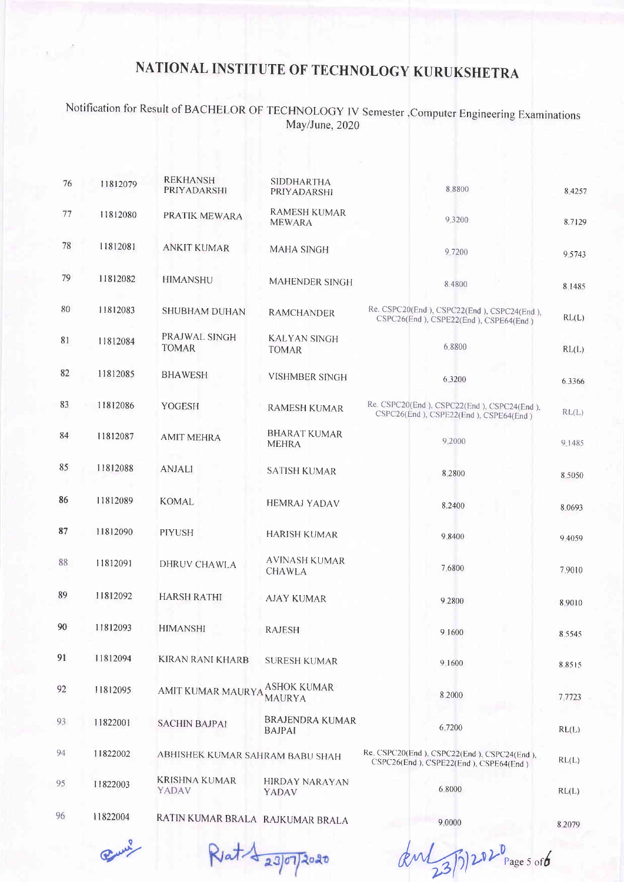# NATIONAL INSTITUTE OF TECHNOLOGY KURUKSHETRA

Notification for Result of BACHELOR OF TECHNOLOGY IV Semester ,Computer Engineering Examinations May/June, 2020

| | | | | | |
|---|---|---|---|---|---|
| 76 | 11812079 | REKHANSH PRIYADARSHI | SIDDHARTHA PRIYADARSHI | 8.8800 | 8.4257 |
| 77 | 11812080 | PRATIK MEWARA | RAMESH KUMAR MEWARA | 9.3200 | 8.7129 |
| 78 | 11812081 | ANKIT KUMAR | MAHA SINGH | 9.7200 | 9.5743 |
| 79 | 11812082 | HIMANSHU | MAHENDER SINGH | 8.4800 | 8.1485 |
| 80 | 11812083 | SHUBHAM DUHAN | RAMCHANDER | Re. CSPC20(End ), CSPC22(End ), CSPC24(End ), CSPC26(End ), CSPE22(End ), CSPE64(End ) | RL(L) |
| 81 | 11812084 | PRAJWAL SINGH TOMAR | KALYAN SINGH TOMAR | 6.8800 | RL(L) |
| 82 | 11812085 | BHAWESH | VISHMBER SINGH | 6.3200 | 6.3366 |
| 83 | 11812086 | YOGESH | RAMESH KUMAR | Re. CSPC20(End ), CSPC22(End ), CSPC24(End ), CSPC26(End ), CSPE22(End ), CSPE64(End ) | RL(L) |
| 84 | 11812087 | AMIT MEHRA | BHARAT KUMAR MEHRA | 9.2000 | 9.1485 |
| 85 | 11812088 | ANJALI | SATISH KUMAR | 8.2800 | 8.5050 |
| 86 | 11812089 | KOMAL | HEMRAJ YADAV | 8.2400 | 8.0693 |
| 87 | 11812090 | PIYUSH | HARISH KUMAR | 9.8400 | 9.4059 |
| 88 | 11812091 | DHRUV CHAWLA | AVINASH KUMAR CHAWLA | 7.6800 | 7.9010 |
| 89 | 11812092 | HARSH RATHI | AJAY KUMAR | 9.2800 | 8.9010 |
| 90 | 11812093 | HIMANSHI | RAJESH | 9.1600 | 8.5545 |
| 91 | 11812094 | KIRAN RANI KHARB | SURESH KUMAR | 9.1600 | 8.8515 |
| 92 | 11812095 | AMIT KUMAR MAURYA | ASHOK KUMAR MAURYA | 8.2000 | 7.7723 |
| 93 | 11822001 | SACHIN BAJPAI | BRAJENDRA KUMAR BAJPAI | 6.7200 | RL(L) |
| 94 | 11822002 | ABHISHEK KUMAR SAH | RAM BABU SHAH | Re. CSPC20(End ), CSPC22(End ), CSPC24(End ), CSPC26(End ), CSPE22(End ), CSPE64(End ) | RL(L) |
| 95 | 11822003 | KRISHNA KUMAR YADAV | HIRDAY NARAYAN YADAV | 6.8000 | RL(L) |
| 96 | 11822004 | RATIN KUMAR BRALA | RAJKUMAR BRALA | 9.0000 | 8.2079 |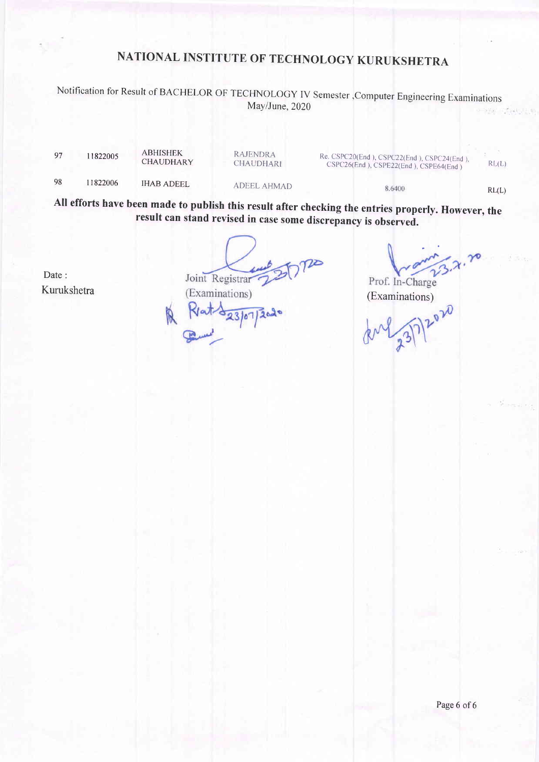# NATIONAL INSTITUTE OF TECHNOLOGY KURUKSHETRA

Notification for Result of BACHELOR OF TECHNOLOGY IV Semester ,Computer Engineering Examinations May/June, 2020

| | | | | | |
|---|---|---|---|---|---|
| 97 | 11822005 | ABHISHEK CHAUDHARY | RAJENDRA CHAUDHARI | Re. CSPC20(End ), CSPC22(End ), CSPC24(End ), CSPC26(End ), CSPE22(End ), CSPE64(End ) | RL(L) |
| 98 | 11822006 | IHAB ADEEL | ADEEL AHMAD | 8.6400 | RL(L) |

**All efforts have been made to publish this result after checking the entries properly. However, the result can stand revised in case some discrepancy is observed.**

Date :
Kurukshetra

Joint Registrar 23/7/20
(Examinations)
Rat 23/07/2020

Prof. In-Charge 23.7.20
(Examinations)
23/7/2020